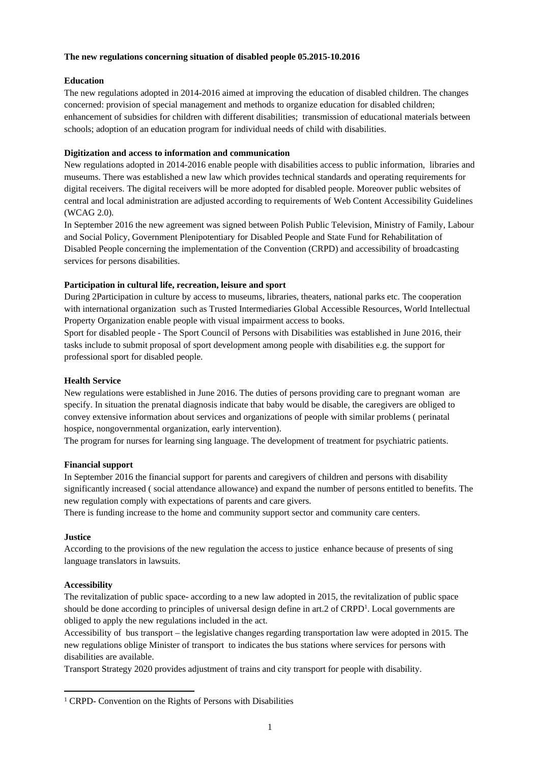**The new regulations concerning situation of disabled people 05.2015-10.2016**

**Education**

The new regulations adopted in 2014-2016 aimed at improving the education of disabled children. The changes concerned: provision of special management and methods to organize education for disabled children; enhancement of subsidies for children with different disabilities; transmission of educational materials between schools; adoption of an education program for individual needs of child with disabilities.

**Digitization and access to information and communication**

New regulations adopted in 2014-2016 enable people with disabilities access to public information, libraries and museums. There was established a new law which provides technical standards and operating requirements for digital receivers. The digital receivers will be more adopted for disabled people. Moreover public websites of central and local administration are adjusted according to requirements of Web Content Accessibility Guidelines (WCAG 2.0).

In September 2016 the new agreement was signed between Polish Public Television, Ministry of Family, Labour and Social Policy, Government Plenipotentiary for Disabled People and State Fund for Rehabilitation of Disabled People concerning the implementation of the Convention (CRPD) and accessibility of broadcasting services for persons disabilities.

**Participation in cultural life, recreation, leisure and sport**

During 2Participation in culture by access to museums, libraries, theaters, national parks etc. The cooperation with international organization such as Trusted Intermediaries Global Accessible Resources, World Intellectual Property Organization enable people with visual impairment access to books.

Sport for disabled people - The Sport Council of Persons with Disabilities was established in June 2016, their tasks include to submit proposal of sport development among people with disabilities e.g. the support for professional sport for disabled people.

**Health Service**

New regulations were established in June 2016. The duties of persons providing care to pregnant woman are specify. In situation the prenatal diagnosis indicate that baby would be disable, the caregivers are obliged to convey extensive information about services and organizations of people with similar problems ( perinatal hospice, nongovernmental organization, early intervention).

The program for nurses for learning sing language. The development of treatment for psychiatric patients.

**Financial support**

In September 2016 the financial support for parents and caregivers of children and persons with disability significantly increased ( social attendance allowance) and expand the number of persons entitled to benefits. The new regulation comply with expectations of parents and care givers.

There is funding increase to the home and community support sector and community care centers.

**Justice**

According to the provisions of the new regulation the access to justice enhance because of presents of sing language translators in lawsuits.

**Accessibility**

The revitalization of public space- according to a new law adopted in 2015, the revitalization of public space should be done according to principles of universal design define in art.2 of CRPD[1]. Local governments are obliged to apply the new regulations included in the act.

Accessibility of bus transport – the legislative changes regarding transportation law were adopted in 2015. The new regulations oblige Minister of transport to indicates the bus stations where services for persons with disabilities are available.

Transport Strategy 2020 provides adjustment of trains and city transport for people with disability.

---

[1] CRPD- Convention on the Rights of Persons with Disabilities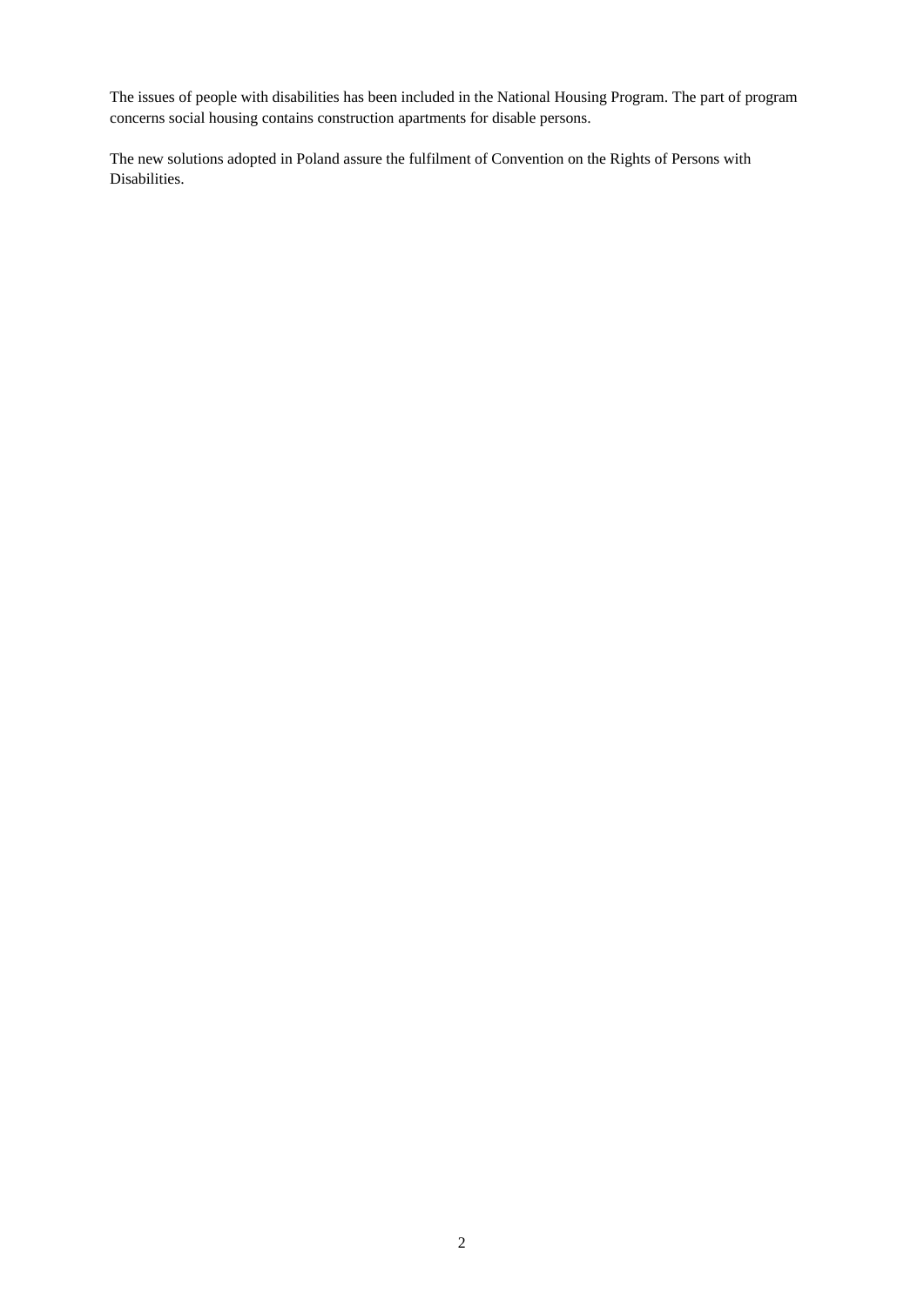The issues of people with disabilities has been included in the National Housing Program. The part of program concerns social housing contains construction apartments for disable persons.

The new solutions adopted in Poland assure the fulfilment of Convention on the Rights of Persons with Disabilities.